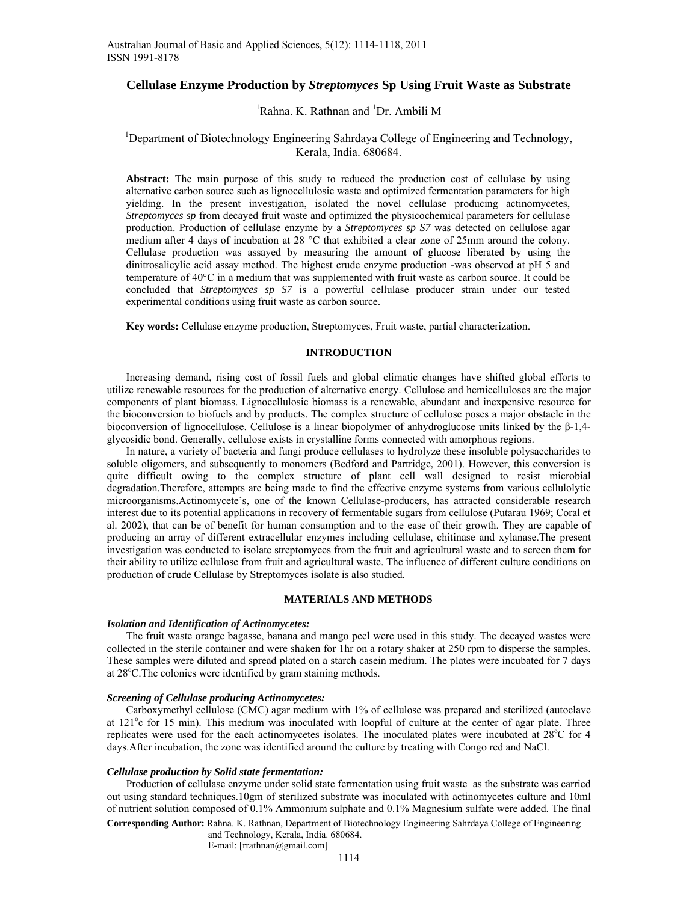# Cellulase Enzyme Production by *Streptomyces* Sp Using Fruit Waste as Substrate

[1]Rahna. K. Rathnan and [1]Dr. Ambili M

[1]Department of Biotechnology Engineering Sahrdaya College of Engineering and Technology, Kerala, India. 680684.

**Abstract:** The main purpose of this study to reduced the production cost of cellulase by using alternative carbon source such as lignocellulosic waste and optimized fermentation parameters for high yielding. In the present investigation, isolated the novel cellulase producing actinomycetes, *Streptomyces sp* from decayed fruit waste and optimized the physicochemical parameters for cellulase production. Production of cellulase enzyme by a *Streptomyces sp S7* was detected on cellulose agar medium after 4 days of incubation at 28 °C that exhibited a clear zone of 25mm around the colony. Cellulase production was assayed by measuring the amount of glucose liberated by using the dinitrosalicylic acid assay method. The highest crude enzyme production -was observed at pH 5 and temperature of 40°C in a medium that was supplemented with fruit waste as carbon source. It could be concluded that *Streptomyces sp S7* is a powerful cellulase producer strain under our tested experimental conditions using fruit waste as carbon source.

**Key words:** Cellulase enzyme production, Streptomyces, Fruit waste, partial characterization.

## INTRODUCTION

Increasing demand, rising cost of fossil fuels and global climatic changes have shifted global efforts to utilize renewable resources for the production of alternative energy. Cellulose and hemicelluloses are the major components of plant biomass. Lignocellulosic biomass is a renewable, abundant and inexpensive resource for the bioconversion to biofuels and by products. The complex structure of cellulose poses a major obstacle in the bioconversion of lignocellulose. Cellulose is a linear biopolymer of anhydroglucose units linked by the β-1,4-glycosidic bond. Generally, cellulose exists in crystalline forms connected with amorphous regions.

In nature, a variety of bacteria and fungi produce cellulases to hydrolyze these insoluble polysaccharides to soluble oligomers, and subsequently to monomers (Bedford and Partridge, 2001). However, this conversion is quite difficult owing to the complex structure of plant cell wall designed to resist microbial degradation.Therefore, attempts are being made to find the effective enzyme systems from various cellulolytic microorganisms.Actinomycete's, one of the known Cellulase-producers, has attracted considerable research interest due to its potential applications in recovery of fermentable sugars from cellulose (Putarau 1969; Coral et al. 2002), that can be of benefit for human consumption and to the ease of their growth. They are capable of producing an array of different extracellular enzymes including cellulase, chitinase and xylanase.The present investigation was conducted to isolate streptomyces from the fruit and agricultural waste and to screen them for their ability to utilize cellulose from fruit and agricultural waste. The influence of different culture conditions on production of crude Cellulase by Streptomyces isolate is also studied.

## MATERIALS AND METHODS

### *Isolation and Identification of Actinomycetes:*

The fruit waste orange bagasse, banana and mango peel were used in this study. The decayed wastes were collected in the sterile container and were shaken for 1hr on a rotary shaker at 250 rpm to disperse the samples. These samples were diluted and spread plated on a starch casein medium. The plates were incubated for 7 days at 28$^{o}$C.The colonies were identified by gram staining methods.

### *Screening of Cellulase producing Actinomycetes:*

Carboxymethyl cellulose (CMC) agar medium with 1% of cellulose was prepared and sterilized (autoclave at 121$^{o}$c for 15 min). This medium was inoculated with loopful of culture at the center of agar plate. Three replicates were used for the each actinomycetes isolates. The inoculated plates were incubated at 28$^{o}$C for 4 days.After incubation, the zone was identified around the culture by treating with Congo red and NaCl.

### *Cellulase production by Solid state fermentation:*

Production of cellulase enzyme under solid state fermentation using fruit waste as the substrate was carried out using standard techniques.10gm of sterilized substrate was inoculated with actinomycetes culture and 10ml of nutrient solution composed of 0.1% Ammonium sulphate and 0.1% Magnesium sulfate were added. The final

**Corresponding Author:** Rahna. K. Rathnan, Department of Biotechnology Engineering Sahrdaya College of Engineering and Technology, Kerala, India. 680684.
E-mail: [rrathnan@gmail.com]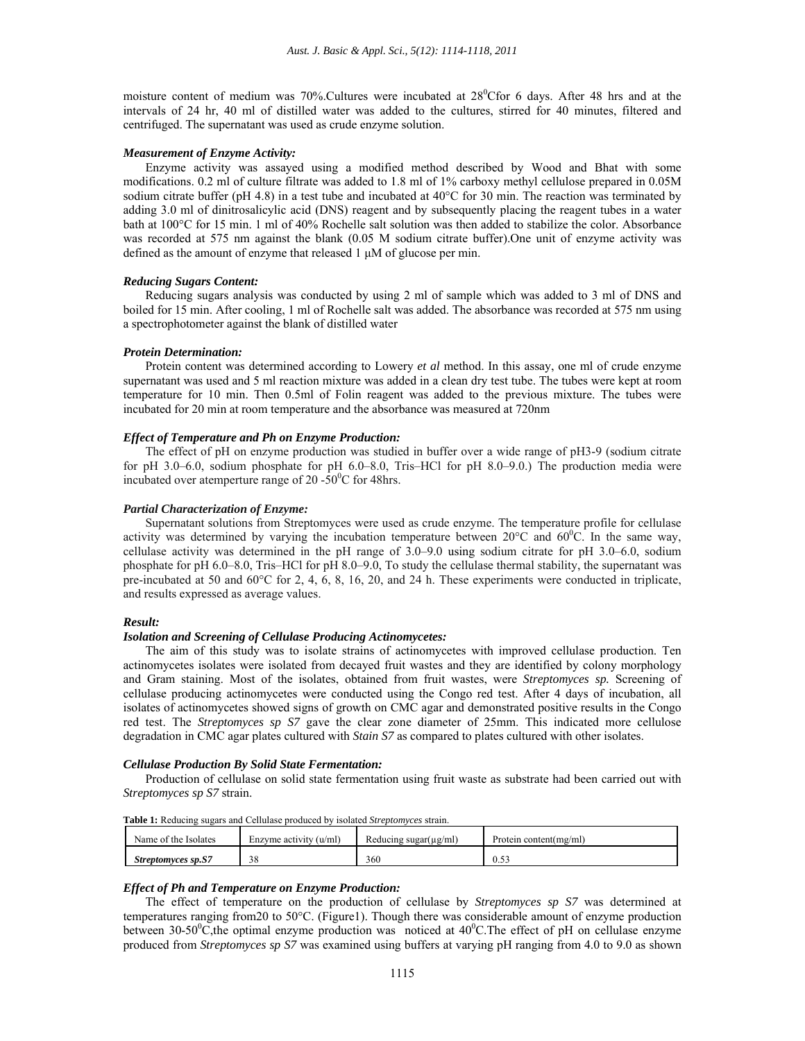moisture content of medium was 70%.Cultures were incubated at 28$^0$Cfor 6 days. After 48 hrs and at the intervals of 24 hr, 40 ml of distilled water was added to the cultures, stirred for 40 minutes, filtered and centrifuged. The supernatant was used as crude enzyme solution.

### *Measurement of Enzyme Activity:*

Enzyme activity was assayed using a modified method described by Wood and Bhat with some modifications. 0.2 ml of culture filtrate was added to 1.8 ml of 1% carboxy methyl cellulose prepared in 0.05M sodium citrate buffer (pH 4.8) in a test tube and incubated at 40°C for 30 min. The reaction was terminated by adding 3.0 ml of dinitrosalicylic acid (DNS) reagent and by subsequently placing the reagent tubes in a water bath at 100°C for 15 min. 1 ml of 40% Rochelle salt solution was then added to stabilize the color. Absorbance was recorded at 575 nm against the blank (0.05 M sodium citrate buffer).One unit of enzyme activity was defined as the amount of enzyme that released 1 μM of glucose per min.

### *Reducing Sugars Content:*

Reducing sugars analysis was conducted by using 2 ml of sample which was added to 3 ml of DNS and boiled for 15 min. After cooling, 1 ml of Rochelle salt was added. The absorbance was recorded at 575 nm using a spectrophotometer against the blank of distilled water

### *Protein Determination:*

Protein content was determined according to Lowery *et al* method. In this assay, one ml of crude enzyme supernatant was used and 5 ml reaction mixture was added in a clean dry test tube. The tubes were kept at room temperature for 10 min. Then 0.5ml of Folin reagent was added to the previous mixture. The tubes were incubated for 20 min at room temperature and the absorbance was measured at 720nm

### *Effect of Temperature and Ph on Enzyme Production:*

The effect of pH on enzyme production was studied in buffer over a wide range of pH3-9 (sodium citrate for pH 3.0–6.0, sodium phosphate for pH 6.0–8.0, Tris–HCl for pH 8.0–9.0.) The production media were incubated over atemperture range of 20 -50$^0$C for 48hrs.

### *Partial Characterization of Enzyme:*

Supernatant solutions from Streptomyces were used as crude enzyme. The temperature profile for cellulase activity was determined by varying the incubation temperature between 20°C and 60$^0$C. In the same way, cellulase activity was determined in the pH range of 3.0–9.0 using sodium citrate for pH 3.0–6.0, sodium phosphate for pH 6.0–8.0, Tris–HCl for pH 8.0–9.0, To study the cellulase thermal stability, the supernatant was pre-incubated at 50 and 60°C for 2, 4, 6, 8, 16, 20, and 24 h. These experiments were conducted in triplicate, and results expressed as average values.

## *Result:*

### *Isolation and Screening of Cellulase Producing Actinomycetes:*

The aim of this study was to isolate strains of actinomycetes with improved cellulase production. Ten actinomycetes isolates were isolated from decayed fruit wastes and they are identified by colony morphology and Gram staining. Most of the isolates, obtained from fruit wastes, were *Streptomyces sp.* Screening of cellulase producing actinomycetes were conducted using the Congo red test. After 4 days of incubation, all isolates of actinomycetes showed signs of growth on CMC agar and demonstrated positive results in the Congo red test. The *Streptomyces sp S7* gave the clear zone diameter of 25mm. This indicated more cellulose degradation in CMC agar plates cultured with *Stain S7* as compared to plates cultured with other isolates.

### *Cellulase Production By Solid State Fermentation:*

Production of cellulase on solid state fermentation using fruit waste as substrate had been carried out with *Streptomyces sp S7* strain.

**Table 1:** Reducing sugars and Cellulase produced by isolated *Streptomyces* strain.

| Name of the Isolates | Enzyme activity (u/ml) | Reducing sugar(μg/ml) | Protein content(mg/ml) |
|---|---|---|---|
| ***Streptomyces sp.S7*** | 38 | 360 | 0.53 |

### *Effect of Ph and Temperature on Enzyme Production:*

The effect of temperature on the production of cellulase by *Streptomyces sp S7* was determined at temperatures ranging from20 to 50°C. (Figure1). Though there was considerable amount of enzyme production between 30-50$^0$C,the optimal enzyme production was noticed at 40$^0$C.The effect of pH on cellulase enzyme produced from *Streptomyces sp S7* was examined using buffers at varying pH ranging from 4.0 to 9.0 as shown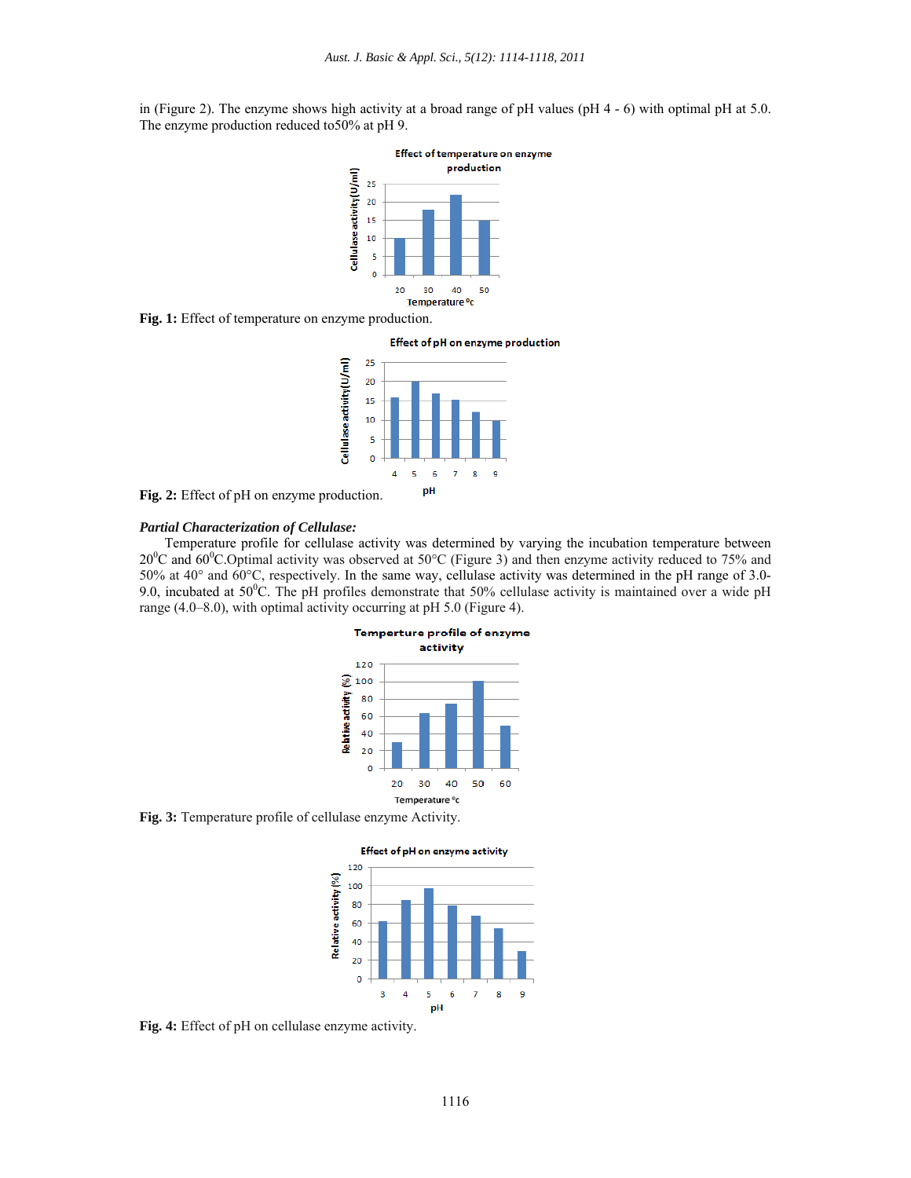in (Figure 2). The enzyme shows high activity at a broad range of pH values (pH 4 - 6) with optimal pH at 5.0. The enzyme production reduced to50% at pH 9.

**Fig. 1:** Effect of temperature on enzyme production.

**Fig. 2:** Effect of pH on enzyme production.

### *Partial Characterization of Cellulase:*

Temperature profile for cellulase activity was determined by varying the incubation temperature between 20$^0$C and 60$^0$C.Optimal activity was observed at 50°C (Figure 3) and then enzyme activity reduced to 75% and 50% at 40° and 60°C, respectively. In the same way, cellulase activity was determined in the pH range of 3.0-9.0, incubated at 50$^0$C. The pH profiles demonstrate that 50% cellulase activity is maintained over a wide pH range (4.0–8.0), with optimal activity occurring at pH 5.0 (Figure 4).

**Fig. 3:** Temperature profile of cellulase enzyme Activity.

**Fig. 4:** Effect of pH on cellulase enzyme activity.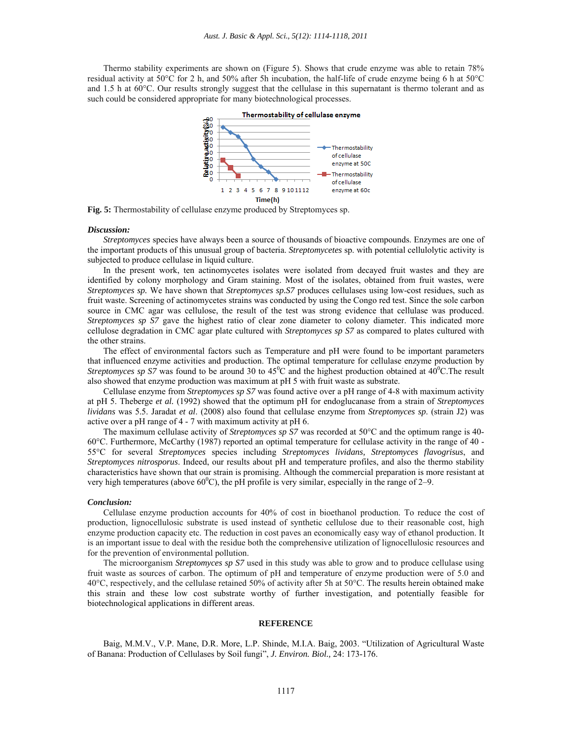Thermo stability experiments are shown on (Figure 5). Shows that crude enzyme was able to retain 78% residual activity at 50°C for 2 h, and 50% after 5h incubation, the half-life of crude enzyme being 6 h at 50°C and 1.5 h at 60°C. Our results strongly suggest that the cellulase in this supernatant is thermo tolerant and as such could be considered appropriate for many biotechnological processes.

**Fig. 5:** Thermostability of cellulase enzyme produced by Streptomyces sp.

### *Discussion:*

*Streptomyces* species have always been a source of thousands of bioactive compounds. Enzymes are one of the important products of this unusual group of bacteria. *Streptomycetes* sp. with potential cellulolytic activity is subjected to produce cellulase in liquid culture.

In the present work, ten actinomycetes isolates were isolated from decayed fruit wastes and they are identified by colony morphology and Gram staining. Most of the isolates, obtained from fruit wastes, were *Streptomyces sp.* We have shown that *Streptomyces sp.S7* produces cellulases using low-cost residues, such as fruit waste. Screening of actinomycetes strains was conducted by using the Congo red test. Since the sole carbon source in CMC agar was cellulose, the result of the test was strong evidence that cellulase was produced. *Streptomyces sp S7* gave the highest ratio of clear zone diameter to colony diameter. This indicated more cellulose degradation in CMC agar plate cultured with *Streptomyces sp S7* as compared to plates cultured with the other strains.

The effect of environmental factors such as Temperature and pH were found to be important parameters that influenced enzyme activities and production. The optimal temperature for cellulase enzyme production by *Streptomyces sp S7* was found to be around 30 to 45$^0$C and the highest production obtained at 40$^0$C.The result also showed that enzyme production was maximum at pH 5 with fruit waste as substrate.

Cellulase enzyme from *Streptomyces sp S7* was found active over a pH range of 4-8 with maximum activity at pH 5. Theberge *et al.* (1992) showed that the optimum pH for endoglucanase from a strain of *Streptomyces lividans* was 5.5. Jaradat *et al*. (2008) also found that cellulase enzyme from *Streptomyces sp*. (strain J2) was active over a pH range of 4 - 7 with maximum activity at pH 6.

The maximum cellulase activity of *Streptomyces sp S7* was recorded at 50°C and the optimum range is 40-60°C. Furthermore, McCarthy (1987) reported an optimal temperature for cellulase activity in the range of 40 - 55°C for several *Streptomyces* species including *Streptomyces lividans, Streptomyces flavogrisus*, and *Streptomyces nitrosporus*. Indeed, our results about pH and temperature profiles, and also the thermo stability characteristics have shown that our strain is promising. Although the commercial preparation is more resistant at very high temperatures (above 60$^0$C), the pH profile is very similar, especially in the range of 2–9.

### *Conclusion:*

Cellulase enzyme production accounts for 40% of cost in bioethanol production. To reduce the cost of production, lignocellulosic substrate is used instead of synthetic cellulose due to their reasonable cost, high enzyme production capacity etc. The reduction in cost paves an economically easy way of ethanol production. It is an important issue to deal with the residue both the comprehensive utilization of lignocellulosic resources and for the prevention of environmental pollution.

The microorganism *Streptomyces sp S7* used in this study was able to grow and to produce cellulase using fruit waste as sources of carbon. The optimum of pH and temperature of enzyme production were of 5.0 and 40°C, respectively, and the cellulase retained 50% of activity after 5h at 50°C. The results herein obtained make this strain and these low cost substrate worthy of further investigation, and potentially feasible for biotechnological applications in different areas.

## REFERENCE

Baig, M.M.V., V.P. Mane, D.R. More, L.P. Shinde, M.I.A. Baig, 2003. "Utilization of Agricultural Waste of Banana: Production of Cellulases by Soil fungi", *J. Environ. Biol.,* 24: 173-176.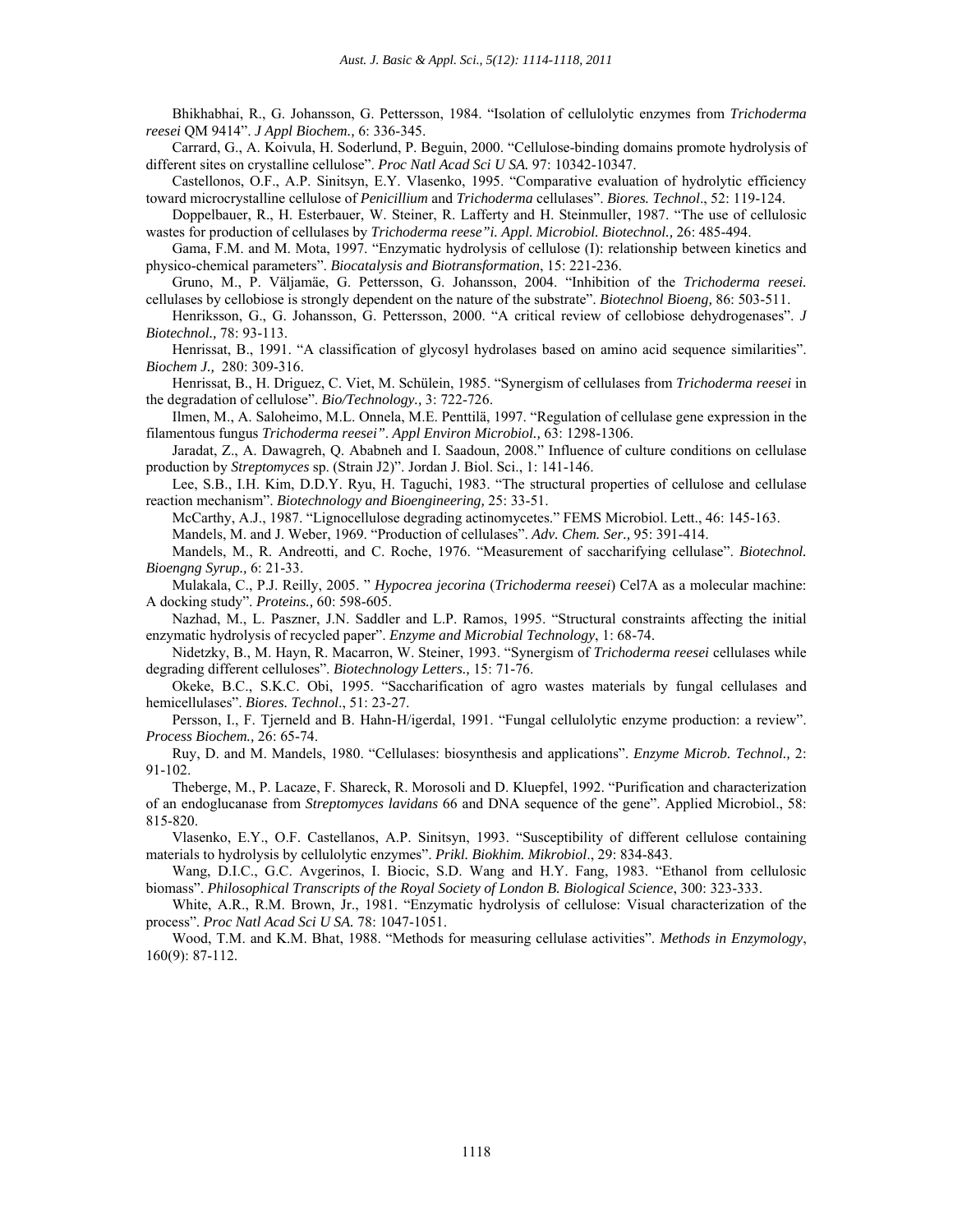Bhikhabhai, R., G. Johansson, G. Pettersson, 1984. "Isolation of cellulolytic enzymes from *Trichoderma reesei* QM 9414". *J Appl Biochem.,* 6: 336-345.

Carrard, G., A. Koivula, H. Soderlund, P. Beguin, 2000. "Cellulose-binding domains promote hydrolysis of different sites on crystalline cellulose". *Proc Natl Acad Sci U SA.* 97: 10342-10347.

Castellonos, O.F., A.P. Sinitsyn, E.Y. Vlasenko, 1995. "Comparative evaluation of hydrolytic efficiency toward microcrystalline cellulose of *Penicillium* and *Trichoderma* cellulases". *Biores. Technol*., 52: 119-124.

Doppelbauer, R., H. Esterbauer, W. Steiner, R. Lafferty and H. Steinmuller, 1987. "The use of cellulosic wastes for production of cellulases by *Trichoderma reese"i. Appl. Microbiol. Biotechnol.,* 26: 485-494.

Gama, F.M. and M. Mota, 1997. "Enzymatic hydrolysis of cellulose (I): relationship between kinetics and physico-chemical parameters". *Biocatalysis and Biotransformation*, 15: 221-236.

Gruno, M., P. Väljamäe, G. Pettersson, G. Johansson, 2004. "Inhibition of the *Trichoderma reesei.* cellulases by cellobiose is strongly dependent on the nature of the substrate". *Biotechnol Bioeng,* 86: 503-511.

Henriksson, G., G. Johansson, G. Pettersson, 2000. "A critical review of cellobiose dehydrogenases". *J Biotechnol.,* 78: 93-113.

Henrissat, B., 1991. "A classification of glycosyl hydrolases based on amino acid sequence similarities". *Biochem J.,* 280: 309-316.

Henrissat, B., H. Driguez, C. Viet, M. Schülein, 1985. "Synergism of cellulases from *Trichoderma reesei* in the degradation of cellulose". *Bio/Technology.,* 3: 722-726.

Ilmen, M., A. Saloheimo, M.L. Onnela, M.E. Penttilä, 1997. "Regulation of cellulase gene expression in the filamentous fungus *Trichoderma reesei"*. *Appl Environ Microbiol.,* 63: 1298-1306.

Jaradat, Z., A. Dawagreh, Q. Ababneh and I. Saadoun, 2008." Influence of culture conditions on cellulase production by *Streptomyces* sp. (Strain J2)". Jordan J. Biol. Sci., 1: 141-146.

Lee, S.B., I.H. Kim, D.D.Y. Ryu, H. Taguchi, 1983. "The structural properties of cellulose and cellulase reaction mechanism". *Biotechnology and Bioengineering,* 25: 33-51.

McCarthy, A.J., 1987. "Lignocellulose degrading actinomycetes." FEMS Microbiol. Lett., 46: 145-163.

Mandels, M. and J. Weber, 1969. "Production of cellulases". *Adv. Chem. Ser.,* 95: 391-414.

Mandels, M., R. Andreotti, and C. Roche, 1976. "Measurement of saccharifying cellulase". *Biotechnol. Bioengng Syrup.,* 6: 21-33.

Mulakala, C., P.J. Reilly, 2005. " *Hypocrea jecorina* (*Trichoderma reesei*) Cel7A as a molecular machine: A docking study". *Proteins.,* 60: 598-605.

Nazhad, M., L. Paszner, J.N. Saddler and L.P. Ramos, 1995. "Structural constraints affecting the initial enzymatic hydrolysis of recycled paper". *Enzyme and Microbial Technology*, 1: 68-74.

Nidetzky, B., M. Hayn, R. Macarron, W. Steiner, 1993. "Synergism of *Trichoderma reesei* cellulases while degrading different celluloses". *Biotechnology Letters.,* 15: 71-76.

Okeke, B.C., S.K.C. Obi, 1995. "Saccharification of agro wastes materials by fungal cellulases and hemicellulases". *Biores. Technol*., 51: 23-27.

Persson, I., F. Tjerneld and B. Hahn-H/igerdal, 1991. "Fungal cellulolytic enzyme production: a review". *Process Biochem.,* 26: 65-74.

Ruy, D. and M. Mandels, 1980. "Cellulases: biosynthesis and applications". *Enzyme Microb. Technol.,* 2: 91-102.

Theberge, M., P. Lacaze, F. Shareck, R. Morosoli and D. Kluepfel, 1992. "Purification and characterization of an endoglucanase from *Streptomyces lavidans* 66 and DNA sequence of the gene". Applied Microbiol., 58: 815-820.

Vlasenko, E.Y., O.F. Castellanos, A.P. Sinitsyn, 1993. "Susceptibility of different cellulose containing materials to hydrolysis by cellulolytic enzymes". *Prikl. Biokhim. Mikrobiol*., 29: 834-843.

Wang, D.I.C., G.C. Avgerinos, I. Biocic, S.D. Wang and H.Y. Fang, 1983. "Ethanol from cellulosic biomass". *Philosophical Transcripts of the Royal Society of London B. Biological Science*, 300: 323-333.

White, A.R., R.M. Brown, Jr., 1981. "Enzymatic hydrolysis of cellulose: Visual characterization of the process". *Proc Natl Acad Sci U SA.* 78: 1047-1051.

Wood, T.M. and K.M. Bhat, 1988. "Methods for measuring cellulase activities". *Methods in Enzymology*, 160(9): 87-112.